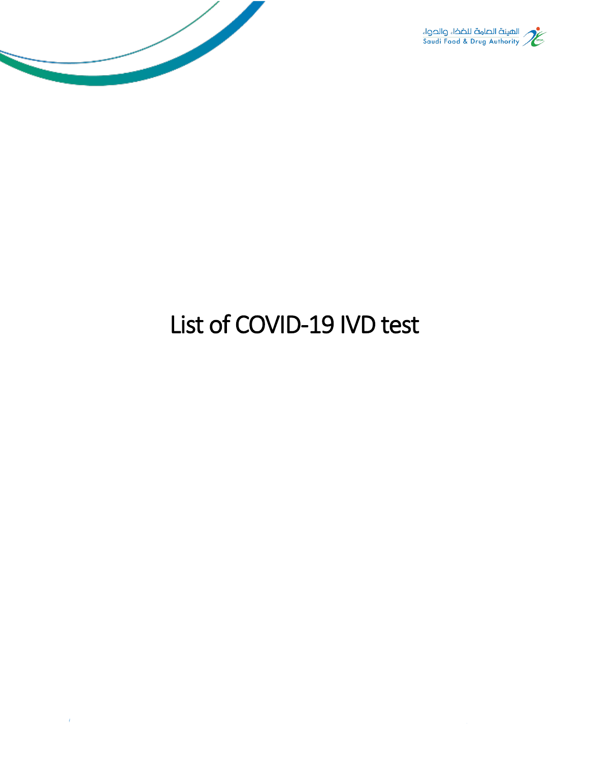# List of COVID-19 IVD test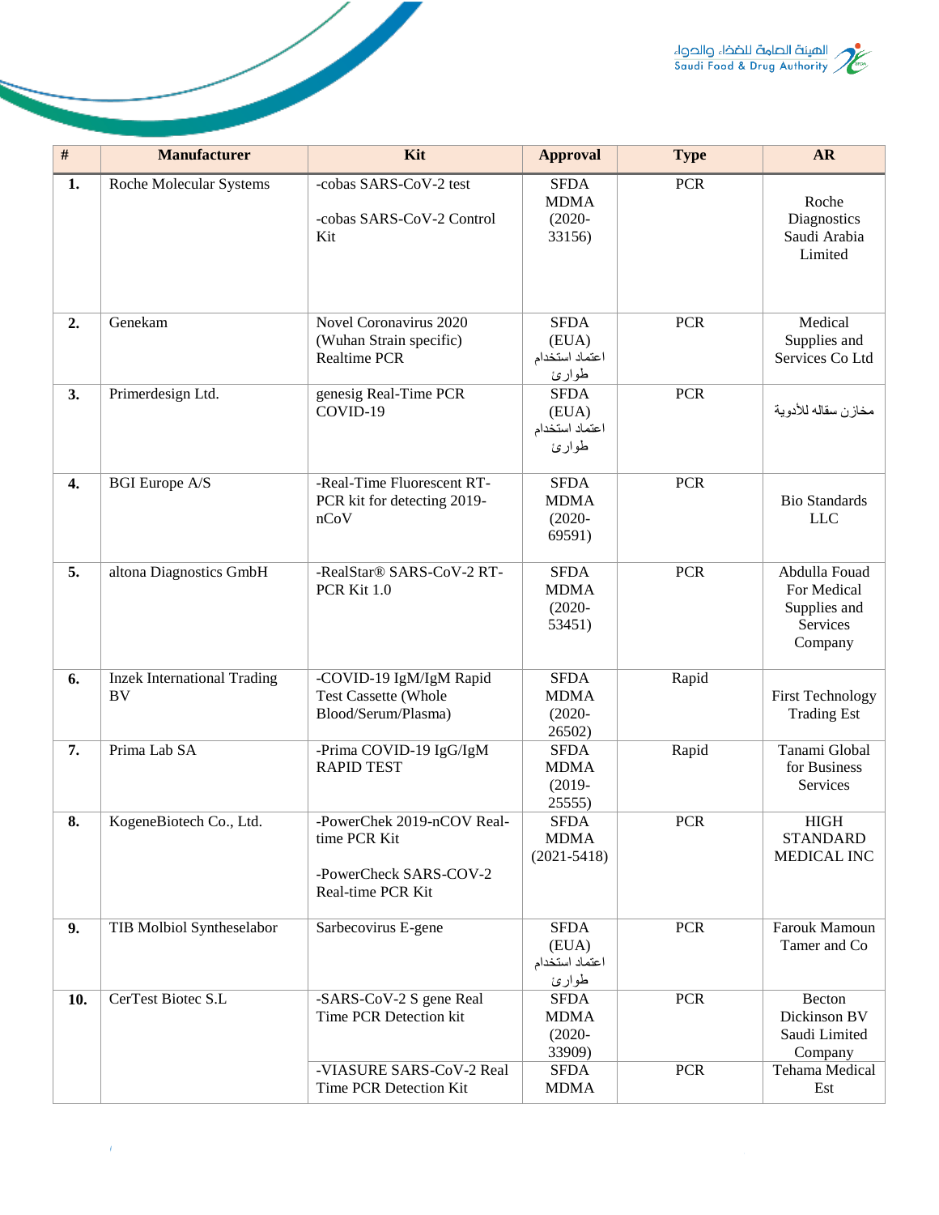| # | Manufacturer | Kit | Approval | Type | AR |
|---|---|---|---|---|---|
| **1.** | Roche Molecular Systems | -cobas SARS-CoV-2 test<br><br>-cobas SARS-CoV-2 Control Kit | SFDA MDMA (2020-33156) | PCR | Roche Diagnostics Saudi Arabia Limited |
| **2.** | Genekam | Novel Coronavirus 2020 (Wuhan Strain specific) Realtime PCR | SFDA (EUA) اعتماد استخدام طوارئ | PCR | Medical Supplies and Services Co Ltd |
| **3.** | Primerdesign Ltd. | genesig Real-Time PCR COVID-19 | SFDA (EUA) اعتماد استخدام طوارئ | PCR | مخازن سقاله للأدوية |
| **4.** | BGI Europe A/S | -Real-Time Fluorescent RT-PCR kit for detecting 2019-nCoV | SFDA MDMA (2020-69591) | PCR | Bio Standards LLC |
| **5.** | altona Diagnostics GmbH | -RealStar® SARS-CoV-2 RT-PCR Kit 1.0 | SFDA MDMA (2020-53451) | PCR | Abdulla Fouad For Medical Supplies and Services Company |
| **6.** | Inzek International Trading BV | -COVID-19 IgM/IgM Rapid Test Cassette (Whole Blood/Serum/Plasma) | SFDA MDMA (2020-26502) | Rapid | First Technology Trading Est |
| **7.** | Prima Lab SA | -Prima COVID-19 IgG/IgM RAPID TEST | SFDA MDMA (2019-25555) | Rapid | Tanami Global for Business Services |
| **8.** | KogeneBiotech Co., Ltd. | -PowerChek 2019-nCOV Real-time PCR Kit<br><br>-PowerCheck SARS-COV-2 Real-time PCR Kit | SFDA MDMA (2021-5418) | PCR | HIGH STANDARD MEDICAL INC |
| **9.** | TIB Molbiol Syntheselabor | Sarbecovirus E-gene | SFDA (EUA) اعتماد استخدام طوارئ | PCR | Farouk Mamoun Tamer and Co |
| **10.** | CerTest Biotec S.L | -SARS-CoV-2 S gene Real Time PCR Detection kit | SFDA MDMA (2020-33909) | PCR | Becton Dickinson BV Saudi Limited Company |
| | | -VIASURE SARS-CoV-2 Real Time PCR Detection Kit | SFDA MDMA | PCR | Tehama Medical Est |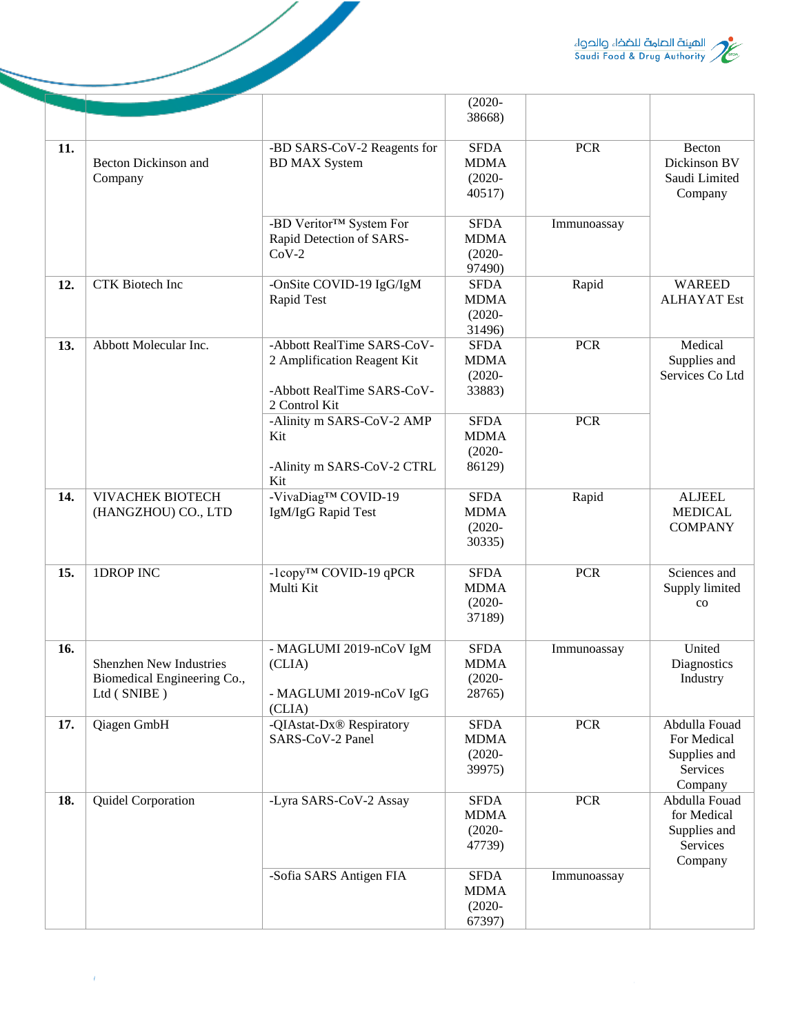| | | | (2020-38668) | | |
|---|---|---|---|---|---|
| **11.** | Becton Dickinson and Company | -BD SARS-CoV-2 Reagents for BD MAX System | SFDA MDMA (2020-40517) | PCR | Becton Dickinson BV Saudi Limited Company |
| | | -BD Veritor™ System For Rapid Detection of SARS-CoV-2 | SFDA MDMA (2020-97490) | Immunoassay | |
| **12.** | CTK Biotech Inc | -OnSite COVID-19 IgG/IgM Rapid Test | SFDA MDMA (2020-31496) | Rapid | WAREED ALHAYAT Est |
| **13.** | Abbott Molecular Inc. | -Abbott RealTime SARS-CoV-2 Amplification Reagent Kit<br><br>-Abbott RealTime SARS-CoV-2 Control Kit | SFDA MDMA (2020-33883) | PCR | Medical Supplies and Services Co Ltd |
| | | -Alinity m SARS-CoV-2 AMP Kit<br><br>-Alinity m SARS-CoV-2 CTRL Kit | SFDA MDMA (2020-86129) | PCR | |
| **14.** | VIVACHEK BIOTECH (HANGZHOU) CO., LTD | -VivaDiag™ COVID-19 IgM/IgG Rapid Test | SFDA MDMA (2020-30335) | Rapid | ALJEEL MEDICAL COMPANY |
| **15.** | 1DROP INC | -1copy™ COVID-19 qPCR Multi Kit | SFDA MDMA (2020-37189) | PCR | Sciences and Supply limited co |
| **16.** | Shenzhen New Industries Biomedical Engineering Co., Ltd ( SNIBE ) | - MAGLUMI 2019-nCoV IgM (CLIA)<br><br>- MAGLUMI 2019-nCoV IgG (CLIA) | SFDA MDMA (2020-28765) | Immunoassay | United Diagnostics Industry |
| **17.** | Qiagen GmbH | -QIAstat-Dx® Respiratory SARS-CoV-2 Panel | SFDA MDMA (2020-39975) | PCR | Abdulla Fouad For Medical Supplies and Services Company |
| **18.** | Quidel Corporation | -Lyra SARS-CoV-2 Assay | SFDA MDMA (2020-47739) | PCR | Abdulla Fouad for Medical Supplies and Services Company |
| | | -Sofia SARS Antigen FIA | SFDA MDMA (2020-67397) | Immunoassay | |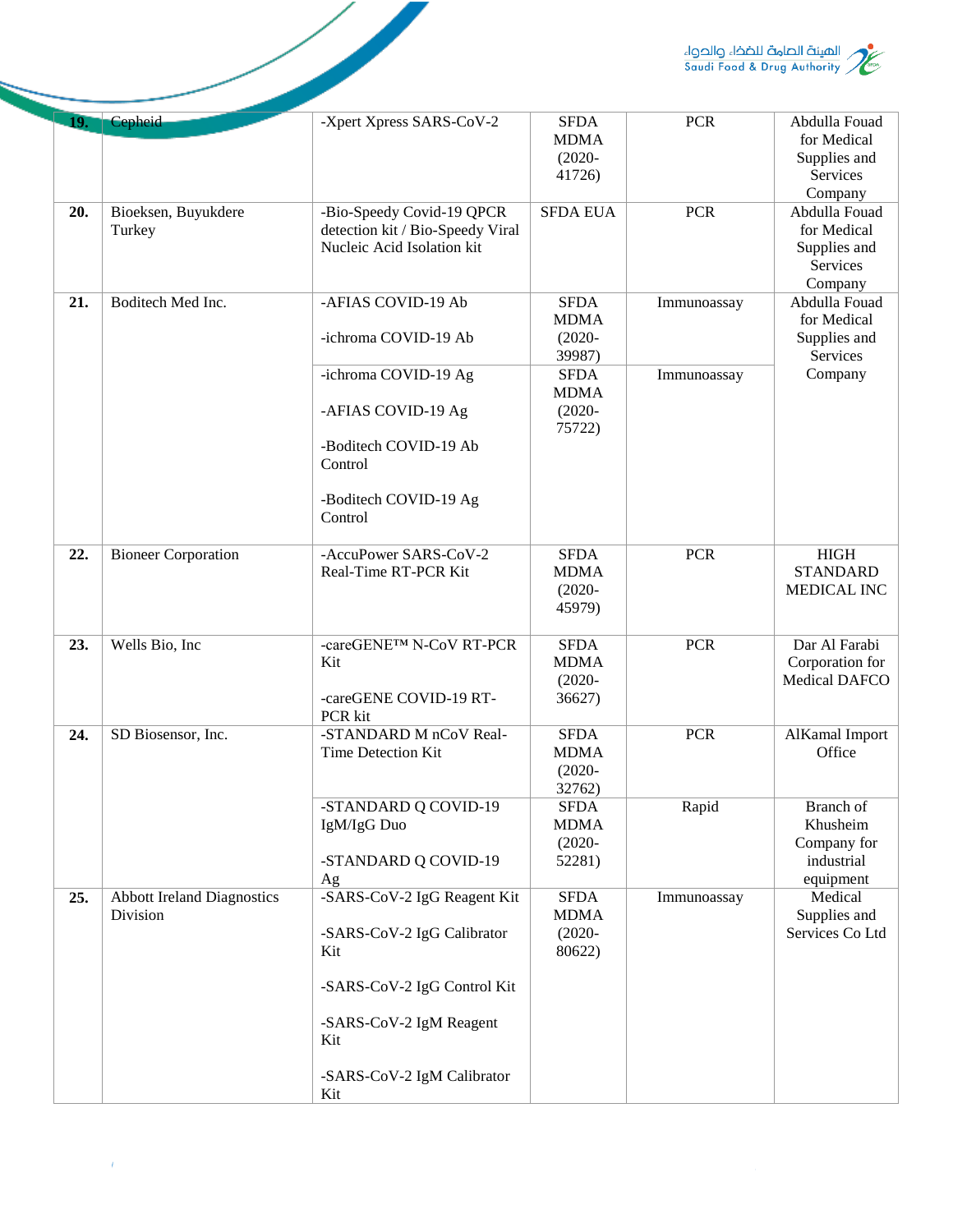| | | | | | |
|---|---|---|---|---|---|
| **19.** | Cepheid | -Xpert Xpress SARS-CoV-2 | SFDA MDMA (2020-41726) | PCR | Abdulla Fouad for Medical Supplies and Services Company |
| **20.** | Bioeksen, Buyukdere Turkey | -Bio-Speedy Covid-19 QPCR detection kit / Bio-Speedy Viral Nucleic Acid Isolation kit | SFDA EUA | PCR | Abdulla Fouad for Medical Supplies and Services Company |
| **21.** | Boditech Med Inc. | -AFIAS COVID-19 Ab<br><br>-ichroma COVID-19 Ab | SFDA MDMA (2020-39987) | Immunoassay | Abdulla Fouad for Medical Supplies and Services Company |
| | | -ichroma COVID-19 Ag<br><br>-AFIAS COVID-19 Ag<br><br>-Boditech COVID-19 Ab Control<br><br>-Boditech COVID-19 Ag Control | SFDA MDMA (2020-75722) | Immunoassay | |
| **22.** | Bioneer Corporation | -AccuPower SARS-CoV-2 Real-Time RT-PCR Kit | SFDA MDMA (2020-45979) | PCR | HIGH STANDARD MEDICAL INC |
| **23.** | Wells Bio, Inc | -careGENE™ N-CoV RT-PCR Kit<br><br>-careGENE COVID-19 RT-PCR kit | SFDA MDMA (2020-36627) | PCR | Dar Al Farabi Corporation for Medical DAFCO |
| **24.** | SD Biosensor, Inc. | -STANDARD M nCoV Real-Time Detection Kit | SFDA MDMA (2020-32762) | PCR | AlKamal Import Office |
| | | -STANDARD Q COVID-19 IgM/IgG Duo<br><br>-STANDARD Q COVID-19 Ag | SFDA MDMA (2020-52281) | Rapid | Branch of Khusheim Company for industrial equipment |
| **25.** | Abbott Ireland Diagnostics Division | -SARS-CoV-2 IgG Reagent Kit<br><br>-SARS-CoV-2 IgG Calibrator Kit<br><br>-SARS-CoV-2 IgG Control Kit<br><br>-SARS-CoV-2 IgM Reagent Kit<br><br>-SARS-CoV-2 IgM Calibrator Kit | SFDA MDMA (2020-80622) | Immunoassay | Medical Supplies and Services Co Ltd |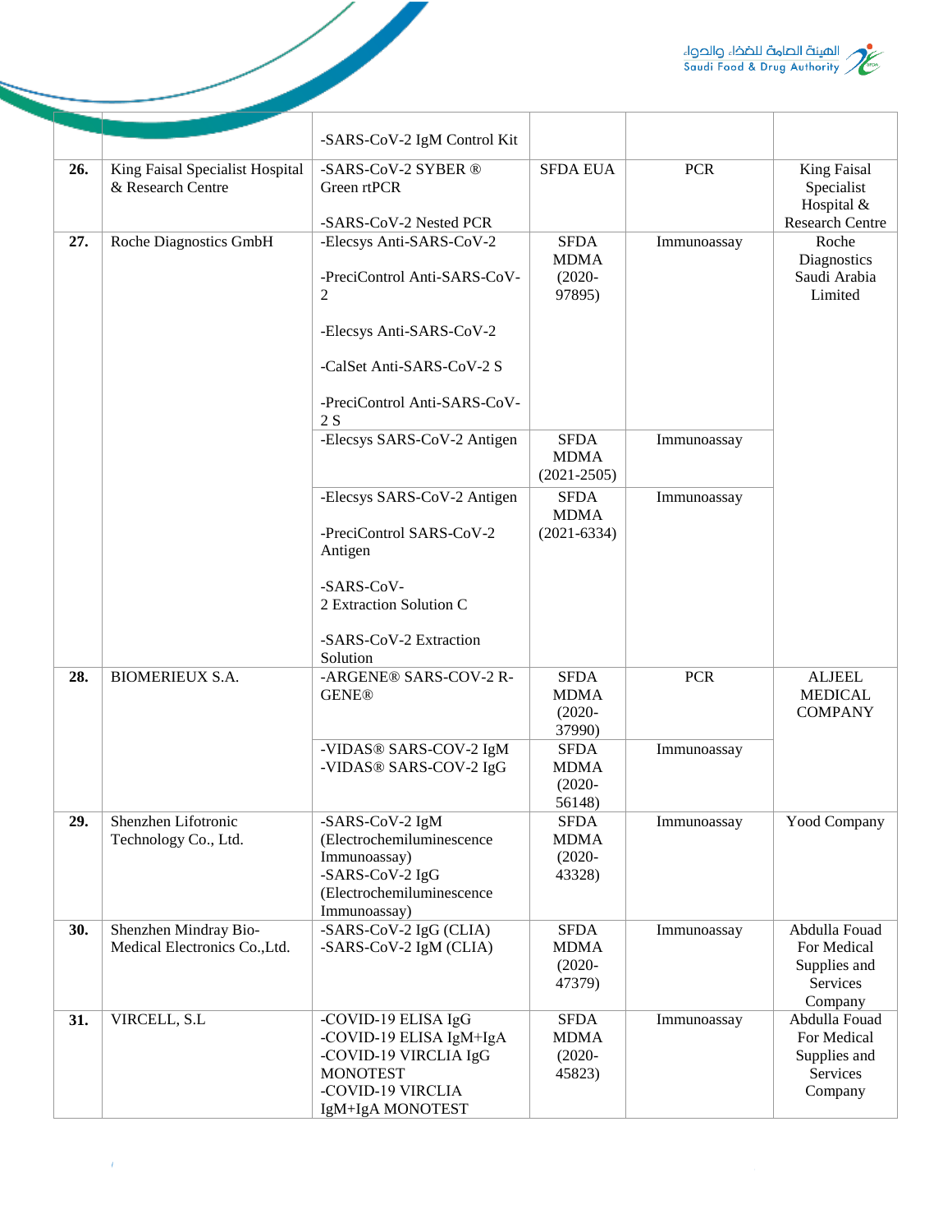| | | | | | |
|---|---|---|---|---|---|
| | | -SARS-CoV-2 IgM Control Kit | | | |
| **26.** | King Faisal Specialist Hospital & Research Centre | -SARS-CoV-2 SYBER ® Green rtPCR<br><br>-SARS-CoV-2 Nested PCR | SFDA EUA | PCR | King Faisal Specialist Hospital & Research Centre |
| **27.** | Roche Diagnostics GmbH | -Elecsys Anti-SARS-CoV-2<br><br>-PreciControl Anti-SARS-CoV-2<br><br>-Elecsys Anti-SARS-CoV-2<br><br>-CalSet Anti-SARS-CoV-2 S<br><br>-PreciControl Anti-SARS-CoV-2 S | SFDA MDMA (2020-97895) | Immunoassay | Roche Diagnostics Saudi Arabia Limited |
| | | -Elecsys SARS-CoV-2 Antigen | SFDA MDMA (2021-2505) | Immunoassay | |
| | | -Elecsys SARS-CoV-2 Antigen<br><br>-PreciControl SARS-CoV-2 Antigen<br><br>-SARS-CoV-2 Extraction Solution C<br><br>-SARS-CoV-2 Extraction Solution | SFDA MDMA (2021-6334) | Immunoassay | |
| **28.** | BIOMERIEUX S.A. | -ARGENE® SARS-COV-2 R-GENE® | SFDA MDMA (2020-37990) | PCR | ALJEEL MEDICAL COMPANY |
| | | -VIDAS® SARS-COV-2 IgM<br>-VIDAS® SARS-COV-2 IgG | SFDA MDMA (2020-56148) | Immunoassay | |
| **29.** | Shenzhen Lifotronic Technology Co., Ltd. | -SARS-CoV-2 IgM (Electrochemiluminescence Immunoassay)<br>-SARS-CoV-2 IgG (Electrochemiluminescence Immunoassay) | SFDA MDMA (2020-43328) | Immunoassay | Yood Company |
| **30.** | Shenzhen Mindray Bio-Medical Electronics Co.,Ltd. | -SARS-CoV-2 IgG (CLIA)<br>-SARS-CoV-2 IgM (CLIA) | SFDA MDMA (2020-47379) | Immunoassay | Abdulla Fouad For Medical Supplies and Services Company |
| **31.** | VIRCELL, S.L | -COVID-19 ELISA IgG<br>-COVID-19 ELISA IgM+IgA<br>-COVID-19 VIRCLIA IgG MONOTEST<br>-COVID-19 VIRCLIA IgM+IgA MONOTEST | SFDA MDMA (2020-45823) | Immunoassay | Abdulla Fouad For Medical Supplies and Services Company |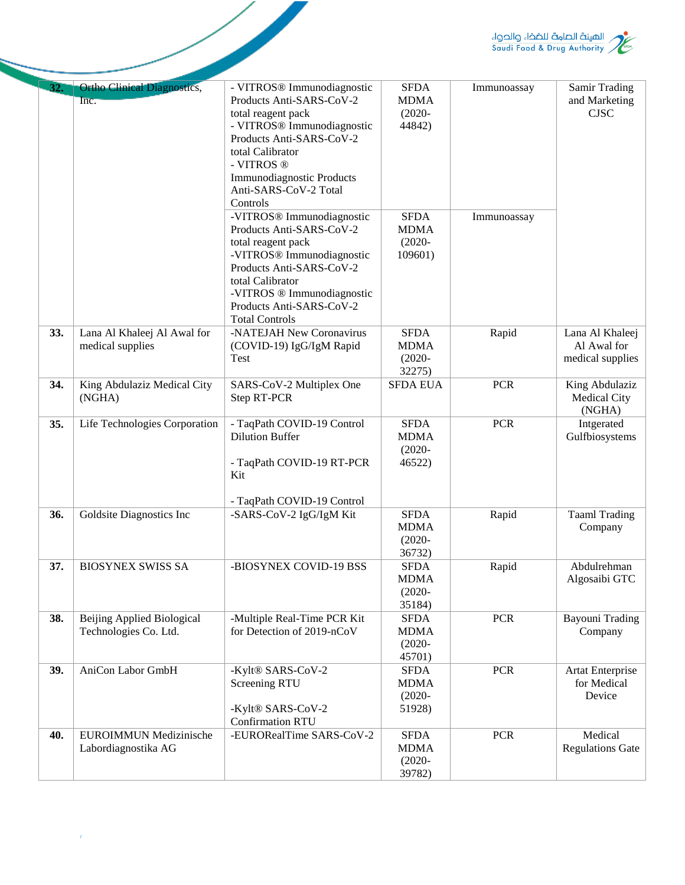| | | | | | |
|---|---|---|---|---|---|
| **32.** | Ortho Clinical Diagnostics, Inc. | - VITROS® Immunodiagnostic Products Anti-SARS-CoV-2 total reagent pack<br>- VITROS® Immunodiagnostic Products Anti-SARS-CoV-2 total Calibrator<br>- VITROS ® Immunodiagnostic Products Anti-SARS-CoV-2 Total Controls | SFDA MDMA (2020-44842) | Immunoassay | Samir Trading and Marketing CJSC |
| | | -VITROS® Immunodiagnostic Products Anti-SARS-CoV-2 total reagent pack<br>-VITROS® Immunodiagnostic Products Anti-SARS-CoV-2 total Calibrator<br>-VITROS ® Immunodiagnostic Products Anti-SARS-CoV-2 Total Controls | SFDA MDMA (2020-109601) | Immunoassay | |
| **33.** | Lana Al Khaleej Al Awal for medical supplies | -NATEJAH New Coronavirus (COVID-19) IgG/IgM Rapid Test | SFDA MDMA (2020-32275) | Rapid | Lana Al Khaleej Al Awal for medical supplies |
| **34.** | King Abdulaziz Medical City (NGHA) | SARS-CoV-2 Multiplex One Step RT-PCR | SFDA EUA | PCR | King Abdulaziz Medical City (NGHA) |
| **35.** | Life Technologies Corporation | - TaqPath COVID-19 Control Dilution Buffer<br><br>- TaqPath COVID-19 RT-PCR Kit<br><br>- TaqPath COVID-19 Control | SFDA MDMA (2020-46522) | PCR | Intgerated Gulfbiosystems |
| **36.** | Goldsite Diagnostics Inc | -SARS-CoV-2 IgG/IgM Kit | SFDA MDMA (2020-36732) | Rapid | Taaml Trading Company |
| **37.** | BIOSYNEX SWISS SA | -BIOSYNEX COVID-19 BSS | SFDA MDMA (2020-35184) | Rapid | Abdulrehman Algosaibi GTC |
| **38.** | Beijing Applied Biological Technologies Co. Ltd. | -Multiple Real-Time PCR Kit for Detection of 2019-nCoV | SFDA MDMA (2020-45701) | PCR | Bayouni Trading Company |
| **39.** | AniCon Labor GmbH | -Kylt® SARS-CoV-2 Screening RTU<br><br>-Kylt® SARS-CoV-2 Confirmation RTU | SFDA MDMA (2020-51928) | PCR | Artat Enterprise for Medical Device |
| **40.** | EUROIMMUN Medizinische Labordiagnostika AG | -EURORealTime SARS-CoV-2 | SFDA MDMA (2020-39782) | PCR | Medical Regulations Gate |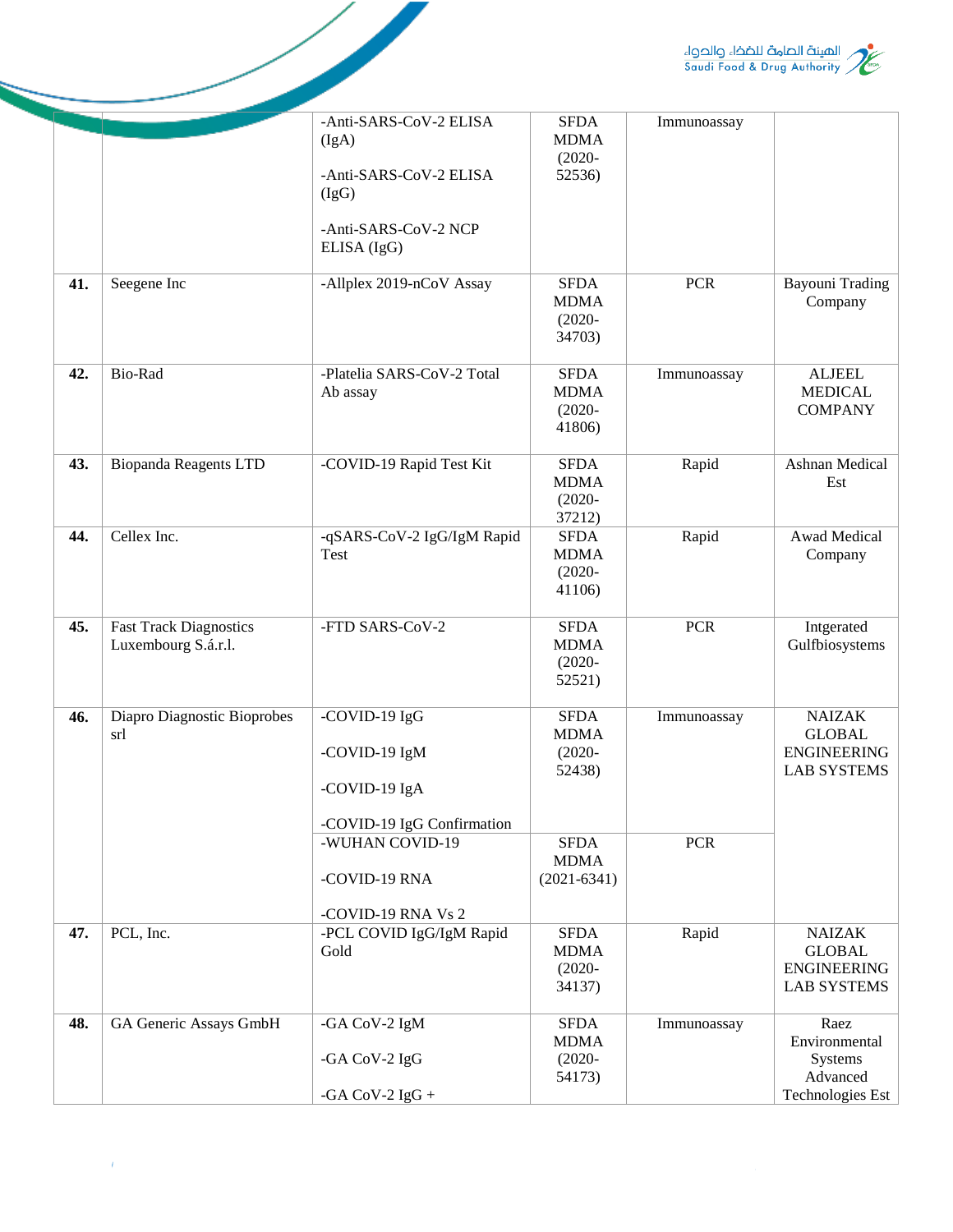| | | | | | |
|---|---|---|---|---|---|
| | | -Anti-SARS-CoV-2 ELISA (IgA)<br><br>-Anti-SARS-CoV-2 ELISA (IgG)<br><br>-Anti-SARS-CoV-2 NCP ELISA (IgG) | SFDA MDMA (2020-52536) | Immunoassay | |
| **41.** | Seegene Inc | -Allplex 2019-nCoV Assay | SFDA MDMA (2020-34703) | PCR | Bayouni Trading Company |
| **42.** | Bio-Rad | -Platelia SARS-CoV-2 Total Ab assay | SFDA MDMA (2020-41806) | Immunoassay | ALJEEL MEDICAL COMPANY |
| **43.** | Biopanda Reagents LTD | -COVID-19 Rapid Test Kit | SFDA MDMA (2020-37212) | Rapid | Ashnan Medical Est |
| **44.** | Cellex Inc. | -qSARS-CoV-2 IgG/IgM Rapid Test | SFDA MDMA (2020-41106) | Rapid | Awad Medical Company |
| **45.** | Fast Track Diagnostics Luxembourg S.á.r.l. | -FTD SARS-CoV-2 | SFDA MDMA (2020-52521) | PCR | Intgerated Gulfbiosystems |
| **46.** | Diapro Diagnostic Bioprobes srl | -COVID-19 IgG<br><br>-COVID-19 IgM<br><br>-COVID-19 IgA<br><br>-COVID-19 IgG Confirmation | SFDA MDMA (2020-52438) | Immunoassay | NAIZAK GLOBAL ENGINEERING LAB SYSTEMS |
| | | -WUHAN COVID-19<br><br>-COVID-19 RNA<br><br>-COVID-19 RNA Vs 2 | SFDA MDMA (2021-6341) | PCR | |
| **47.** | PCL, Inc. | -PCL COVID IgG/IgM Rapid Gold | SFDA MDMA (2020-34137) | Rapid | NAIZAK GLOBAL ENGINEERING LAB SYSTEMS |
| **48.** | GA Generic Assays GmbH | -GA CoV-2 IgM<br><br>-GA CoV-2 IgG<br><br>-GA CoV-2 IgG + | SFDA MDMA (2020-54173) | Immunoassay | Raez Environmental Systems Advanced Technologies Est |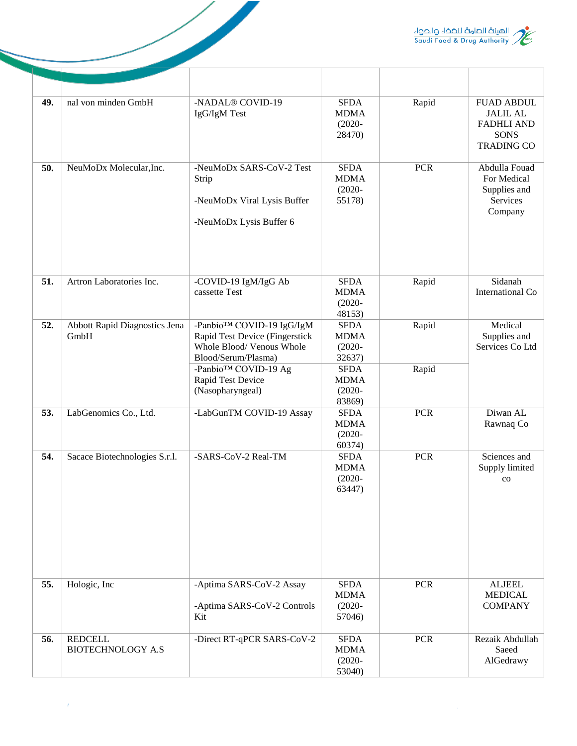| | | | | | |
|---|---|---|---|---|---|
| **49.** | nal von minden GmbH | -NADAL® COVID-19 IgG/IgM Test | SFDA MDMA (2020-28470) | Rapid | FUAD ABDUL JALIL AL FADHLI AND SONS TRADING CO |
| **50.** | NeuMoDx Molecular,Inc. | -NeuMoDx SARS-CoV-2 Test Strip<br><br>-NeuMoDx Viral Lysis Buffer<br><br>-NeuMoDx Lysis Buffer 6 | SFDA MDMA (2020-55178) | PCR | Abdulla Fouad For Medical Supplies and Services Company |
| **51.** | Artron Laboratories Inc. | -COVID-19 IgM/IgG Ab cassette Test | SFDA MDMA (2020-48153) | Rapid | Sidanah International Co |
| **52.** | Abbott Rapid Diagnostics Jena GmbH | -Panbio™ COVID-19 IgG/IgM Rapid Test Device (Fingerstick Whole Blood/ Venous Whole Blood/Serum/Plasma) | SFDA MDMA (2020-32637) | Rapid | Medical Supplies and Services Co Ltd |
| | | -Panbio™ COVID-19 Ag Rapid Test Device (Nasopharyngeal) | SFDA MDMA (2020-83869) | Rapid | |
| **53.** | LabGenomics Co., Ltd. | -LabGunTM COVID-19 Assay | SFDA MDMA (2020-60374) | PCR | Diwan AL Rawnaq Co |
| **54.** | Sacace Biotechnologies S.r.l. | -SARS-CoV-2 Real-TM | SFDA MDMA (2020-63447) | PCR | Sciences and Supply limited co |
| **55.** | Hologic, Inc | -Aptima SARS-CoV-2 Assay<br><br>-Aptima SARS-CoV-2 Controls Kit | SFDA MDMA (2020-57046) | PCR | ALJEEL MEDICAL COMPANY |
| **56.** | REDCELL BIOTECHNOLOGY A.S | -Direct RT-qPCR SARS-CoV-2 | SFDA MDMA (2020-53040) | PCR | Rezaik Abdullah Saeed AlGedrawy |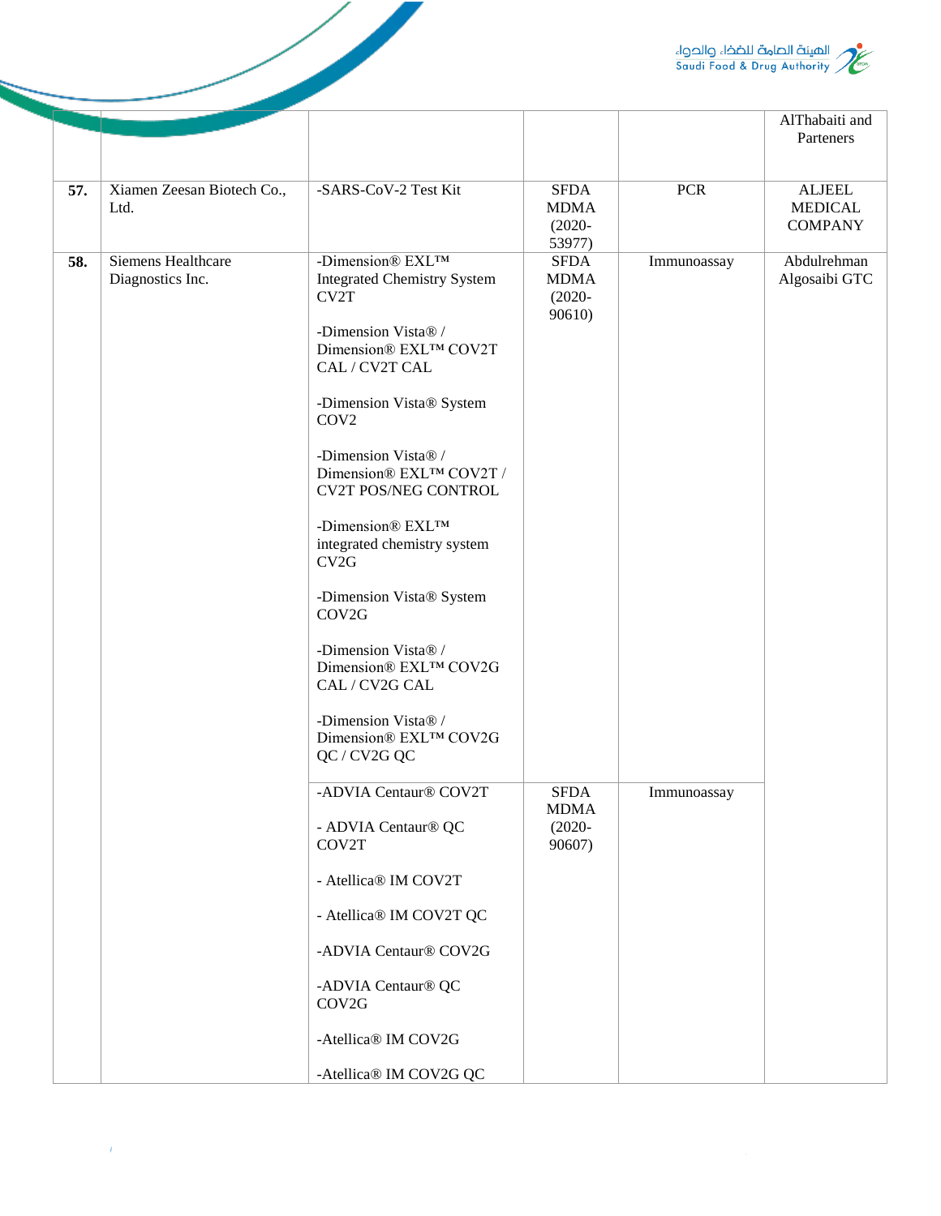| | | | | | |
|---|---|---|---|---|---|
| | | | | | AlThabaiti and Parteners |
| **57.** | Xiamen Zeesan Biotech Co., Ltd. | -SARS-CoV-2 Test Kit | SFDA MDMA (2020-53977) | PCR | ALJEEL MEDICAL COMPANY |
| **58.** | Siemens Healthcare Diagnostics Inc. | -Dimension® EXL™ Integrated Chemistry System CV2T<br><br>-Dimension Vista® / Dimension® EXL™ COV2T CAL / CV2T CAL<br><br>-Dimension Vista® System COV2<br><br>-Dimension Vista® / Dimension® EXL™ COV2T / CV2T POS/NEG CONTROL<br><br>-Dimension® EXL™ integrated chemistry system CV2G<br><br>-Dimension Vista® System COV2G<br><br>-Dimension Vista® / Dimension® EXL™ COV2G CAL / CV2G CAL<br><br>-Dimension Vista® / Dimension® EXL™ COV2G QC / CV2G QC | SFDA MDMA (2020-90610) | Immunoassay | Abdulrehman Algosaibi GTC |
| | | -ADVIA Centaur® COV2T<br><br>- ADVIA Centaur® QC COV2T<br><br>- Atellica® IM COV2T<br><br>- Atellica® IM COV2T QC<br><br>-ADVIA Centaur® COV2G<br><br>-ADVIA Centaur® QC COV2G<br><br>-Atellica® IM COV2G<br><br>-Atellica® IM COV2G QC | SFDA MDMA (2020-90607) | Immunoassay | |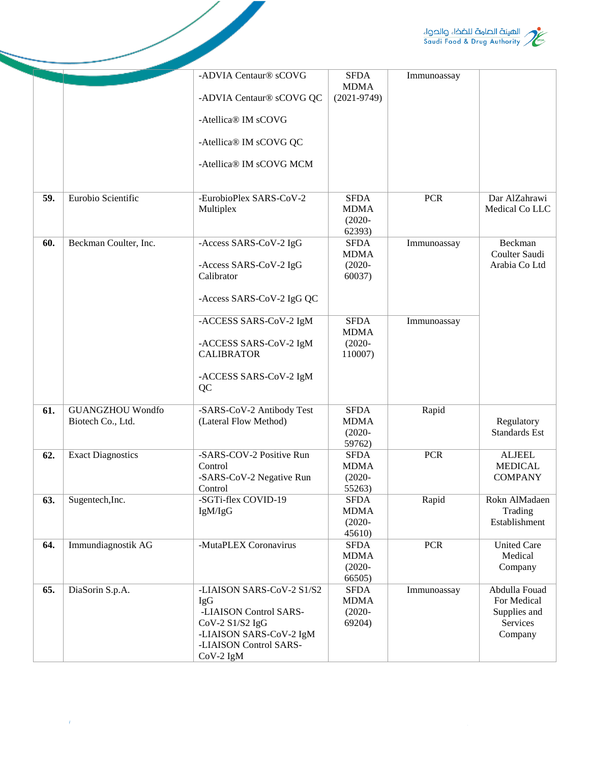| | | | | | |
|---|---|---|---|---|---|
| | | -ADVIA Centaur® sCOVG<br><br>-ADVIA Centaur® sCOVG QC<br><br>-Atellica® IM sCOVG<br><br>-Atellica® IM sCOVG QC<br><br>-Atellica® IM sCOVG MCM | SFDA MDMA (2021-9749) | Immunoassay | |
| **59.** | Eurobio Scientific | -EurobioPlex SARS-CoV-2 Multiplex | SFDA MDMA (2020-62393) | PCR | Dar AlZahrawi Medical Co LLC |
| **60.** | Beckman Coulter, Inc. | -Access SARS-CoV-2 IgG<br><br>-Access SARS-CoV-2 IgG Calibrator<br><br>-Access SARS-CoV-2 IgG QC | SFDA MDMA (2020-60037) | Immunoassay | Beckman Coulter Saudi Arabia Co Ltd |
| | | -ACCESS SARS-CoV-2 IgM<br><br>-ACCESS SARS-CoV-2 IgM CALIBRATOR<br><br>-ACCESS SARS-CoV-2 IgM QC | SFDA MDMA (2020-110007) | Immunoassay | |
| **61.** | GUANGZHOU Wondfo Biotech Co., Ltd. | -SARS-CoV-2 Antibody Test (Lateral Flow Method) | SFDA MDMA (2020-59762) | Rapid | Regulatory Standards Est |
| **62.** | Exact Diagnostics | -SARS-COV-2 Positive Run Control<br>-SARS-CoV-2 Negative Run Control | SFDA MDMA (2020-55263) | PCR | ALJEEL MEDICAL COMPANY |
| **63.** | Sugentech,Inc. | -SGTi-flex COVID-19 IgM/IgG | SFDA MDMA (2020-45610) | Rapid | Rokn AlMadaen Trading Establishment |
| **64.** | Immundiagnostik AG | -MutaPLEX Coronavirus | SFDA MDMA (2020-66505) | PCR | United Care Medical Company |
| **65.** | DiaSorin S.p.A. | -LIAISON SARS-CoV-2 S1/S2 IgG<br>-LIAISON Control SARS-CoV-2 S1/S2 IgG<br>-LIAISON SARS-CoV-2 IgM<br>-LIAISON Control SARS-CoV-2 IgM | SFDA MDMA (2020-69204) | Immunoassay | Abdulla Fouad For Medical Supplies and Services Company |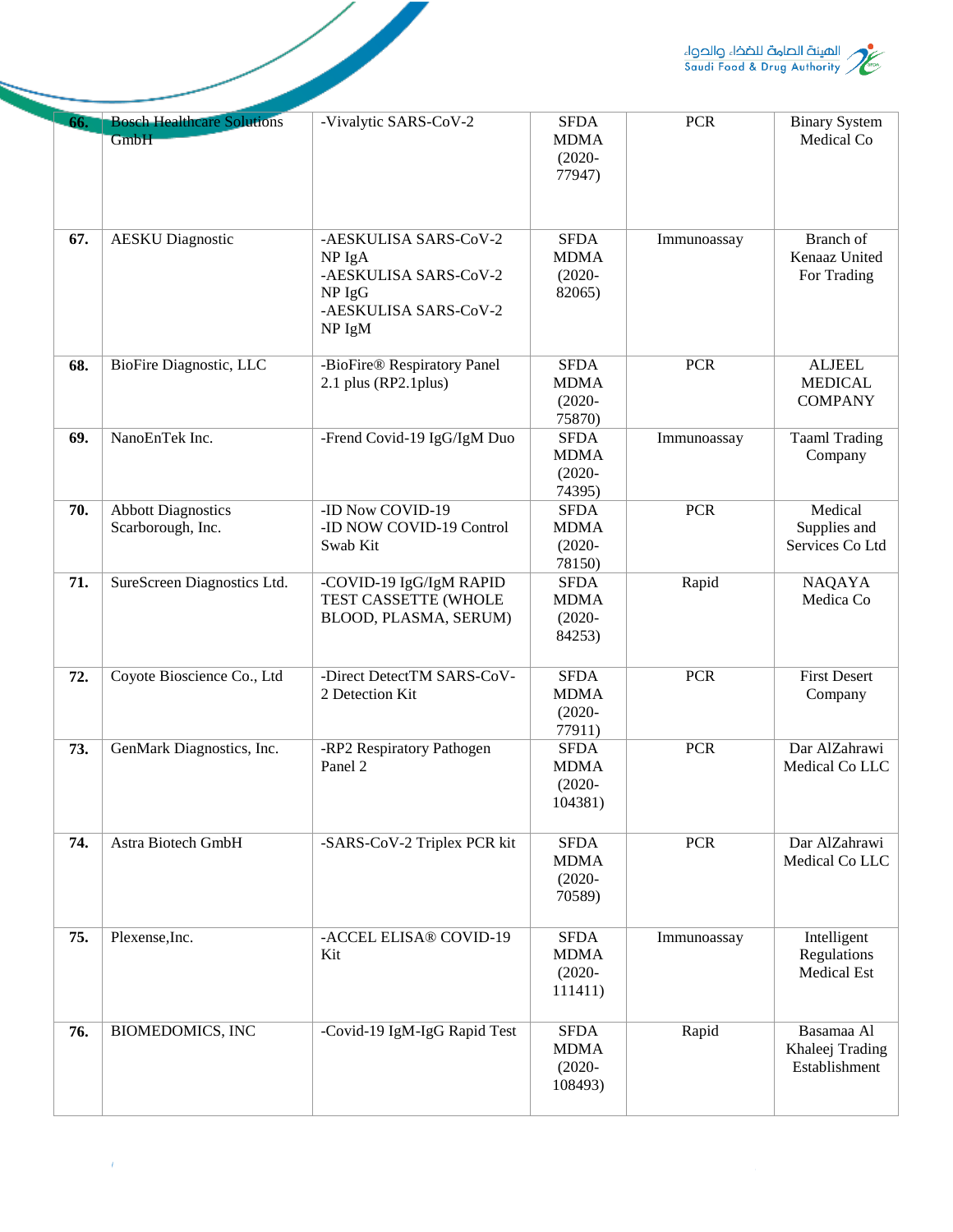| 66. | Bosch Healthcare Solutions GmbH | -Vivalytic SARS-CoV-2 | SFDA MDMA (2020-77947) | PCR | Binary System Medical Co |
|---|---|---|---|---|---|
| 67. | AESKU Diagnostic | -AESKULISA SARS-CoV-2 NP IgA<br>-AESKULISA SARS-CoV-2 NP IgG<br>-AESKULISA SARS-CoV-2 NP IgM | SFDA MDMA (2020-82065) | Immunoassay | Branch of Kenaaz United For Trading |
| 68. | BioFire Diagnostic, LLC | -BioFire® Respiratory Panel 2.1 plus (RP2.1plus) | SFDA MDMA (2020-75870) | PCR | ALJEEL MEDICAL COMPANY |
| 69. | NanoEnTek Inc. | -Frend Covid-19 IgG/IgM Duo | SFDA MDMA (2020-74395) | Immunoassay | Taaml Trading Company |
| 70. | Abbott Diagnostics Scarborough, Inc. | -ID Now COVID-19<br>-ID NOW COVID-19 Control Swab Kit | SFDA MDMA (2020-78150) | PCR | Medical Supplies and Services Co Ltd |
| 71. | SureScreen Diagnostics Ltd. | -COVID-19 IgG/IgM RAPID TEST CASSETTE (WHOLE BLOOD, PLASMA, SERUM) | SFDA MDMA (2020-84253) | Rapid | NAQAYA Medica Co |
| 72. | Coyote Bioscience Co., Ltd | -Direct DetectTM SARS-CoV-2 Detection Kit | SFDA MDMA (2020-77911) | PCR | First Desert Company |
| 73. | GenMark Diagnostics, Inc. | -RP2 Respiratory Pathogen Panel 2 | SFDA MDMA (2020-104381) | PCR | Dar AlZahrawi Medical Co LLC |
| 74. | Astra Biotech GmbH | -SARS-CoV-2 Triplex PCR kit | SFDA MDMA (2020-70589) | PCR | Dar AlZahrawi Medical Co LLC |
| 75. | Plexense,Inc. | -ACCEL ELISA® COVID-19 Kit | SFDA MDMA (2020-111411) | Immunoassay | Intelligent Regulations Medical Est |
| 76. | BIOMEDOMICS, INC | -Covid-19 IgM-IgG Rapid Test | SFDA MDMA (2020-108493) | Rapid | Basamaa Al Khaleej Trading Establishment |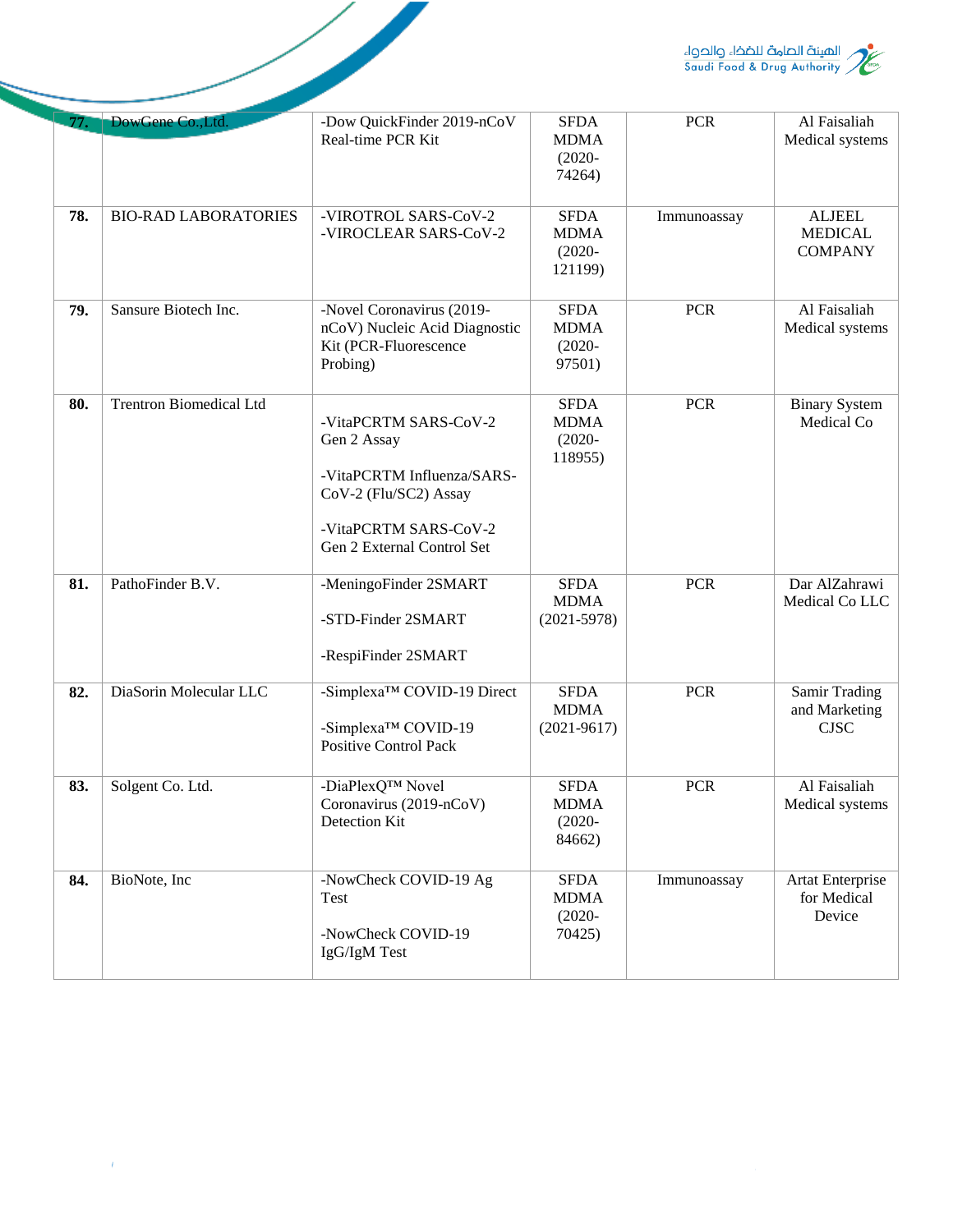| | | | | | |
|---|---|---|---|---|---|
| **77.** | DowGene Co.,Ltd. | -Dow QuickFinder 2019-nCoV Real-time PCR Kit | SFDA MDMA (2020-74264) | PCR | Al Faisaliah Medical systems |
| **78.** | BIO-RAD LABORATORIES | -VIROTROL SARS-CoV-2<br>-VIROCLEAR SARS-CoV-2 | SFDA MDMA (2020-121199) | Immunoassay | ALJEEL MEDICAL COMPANY |
| **79.** | Sansure Biotech Inc. | -Novel Coronavirus (2019-nCoV) Nucleic Acid Diagnostic Kit (PCR-Fluorescence Probing) | SFDA MDMA (2020-97501) | PCR | Al Faisaliah Medical systems |
| **80.** | Trentron Biomedical Ltd | -VitaPCRTM SARS-CoV-2 Gen 2 Assay<br><br>-VitaPCRTM Influenza/SARS-CoV-2 (Flu/SC2) Assay<br><br>-VitaPCRTM SARS-CoV-2 Gen 2 External Control Set | SFDA MDMA (2020-118955) | PCR | Binary System Medical Co |
| **81.** | PathoFinder B.V. | -MeningoFinder 2SMART<br><br>-STD-Finder 2SMART<br><br>-RespiFinder 2SMART | SFDA MDMA (2021-5978) | PCR | Dar AlZahrawi Medical Co LLC |
| **82.** | DiaSorin Molecular LLC | -Simplexa™ COVID-19 Direct<br><br>-Simplexa™ COVID-19 Positive Control Pack | SFDA MDMA (2021-9617) | PCR | Samir Trading and Marketing CJSC |
| **83.** | Solgent Co. Ltd. | -DiaPlexQ™ Novel Coronavirus (2019-nCoV) Detection Kit | SFDA MDMA (2020-84662) | PCR | Al Faisaliah Medical systems |
| **84.** | BioNote, Inc | -NowCheck COVID-19 Ag Test<br><br>-NowCheck COVID-19 IgG/IgM Test | SFDA MDMA (2020-70425) | Immunoassay | Artat Enterprise for Medical Device |